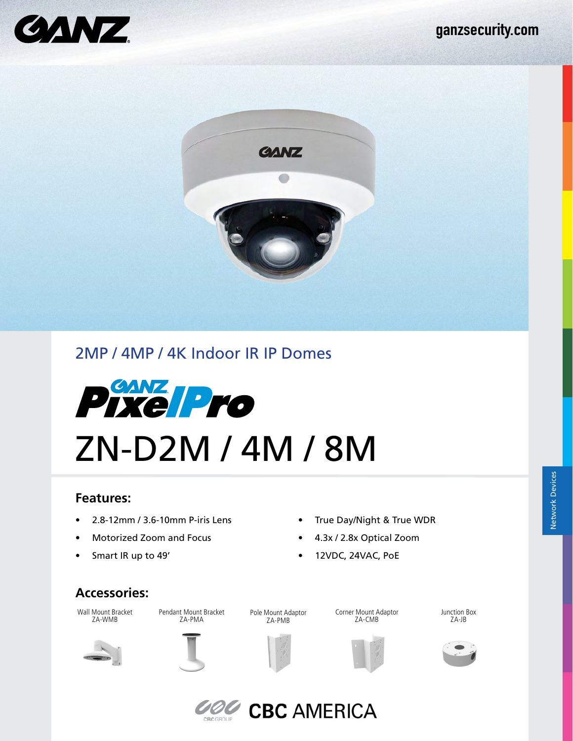ganzsecurity.com

## 2MP / 4MP / 4K Indoor IR IP Domes

# GANZ PixelPro

# ZN-D2M / 4M / 8M

### Features:

- 2.8-12mm / 3.6-10mm P-iris Lens
- Motorized Zoom and Focus
- Smart IR up to 49'
- True Day/Night & True WDR
- 4.3x / 2.8x Optical Zoom
- 12VDC, 24VAC, PoE

### Accessories:

- Wall Mount Bracket ZA-WMB
- Pendant Mount Bracket ZA-PMA
- Pole Mount Adaptor ZA-PMB
- Corner Mount Adaptor ZA-CMB
- Junction Box ZA-JB

Network Devices

CBC AMERICA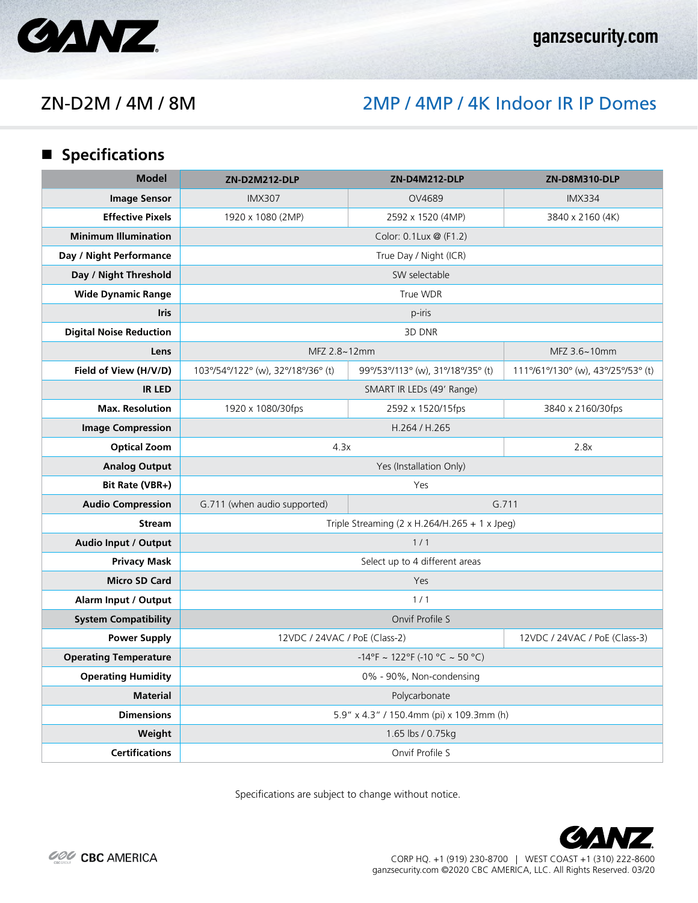# ZN-D2M / 4M / 8M

## 2MP / 4MP / 4K Indoor IR IP Domes

## Specifications

| Model | ZN-D2M212-DLP | ZN-D4M212-DLP | ZN-D8M310-DLP |
|---|---|---|---|
| Image Sensor | IMX307 | OV4689 | IMX334 |
| Effective Pixels | 1920 x 1080 (2MP) | 2592 x 1520 (4MP) | 3840 x 2160 (4K) |
| Minimum Illumination | Color: 0.1Lux @ (F1.2) | | |
| Day / Night Performance | True Day / Night (ICR) | | |
| Day / Night Threshold | SW selectable | | |
| Wide Dynamic Range | True WDR | | |
| Iris | p-iris | | |
| Digital Noise Reduction | 3D DNR | | |
| Lens | MFZ 2.8~12mm | | MFZ 3.6~10mm |
| Field of View (H/V/D) | 103°/54°/122° (w), 32°/18°/36° (t) | 99°/53°/113° (w), 31°/18°/35° (t) | 111°/61°/130° (w), 43°/25°/53° (t) |
| IR LED | SMART IR LEDs (49' Range) | | |
| Max. Resolution | 1920 x 1080/30fps | 2592 x 1520/15fps | 3840 x 2160/30fps |
| Image Compression | H.264 / H.265 | | |
| Optical Zoom | 4.3x | | 2.8x |
| Analog Output | Yes (Installation Only) | | |
| Bit Rate (VBR+) | Yes | | |
| Audio Compression | G.711 (when audio supported) | G.711 | |
| Stream | Triple Streaming (2 x H.264/H.265 + 1 x Jpeg) | | |
| Audio Input / Output | 1 / 1 | | |
| Privacy Mask | Select up to 4 different areas | | |
| Micro SD Card | Yes | | |
| Alarm Input / Output | 1 / 1 | | |
| System Compatibility | Onvif Profile S | | |
| Power Supply | 12VDC / 24VAC / PoE (Class-2) | | 12VDC / 24VAC / PoE (Class-3) |
| Operating Temperature | -14°F ~ 122°F (-10 °C ~ 50 °C) | | |
| Operating Humidity | 0% - 90%, Non-condensing | | |
| Material | Polycarbonate | | |
| Dimensions | 5.9" x 4.3" / 150.4mm (pi) x 109.3mm (h) | | |
| Weight | 1.65 lbs / 0.75kg | | |
| Certifications | Onvif Profile S | | |

Specifications are subject to change without notice.

CBC AMERICA

CORP HQ. +1 (919) 230-8700 | WEST COAST +1 (310) 222-8600
ganzsecurity.com ©2020 CBC AMERICA, LLC. All Rights Reserved. 03/20